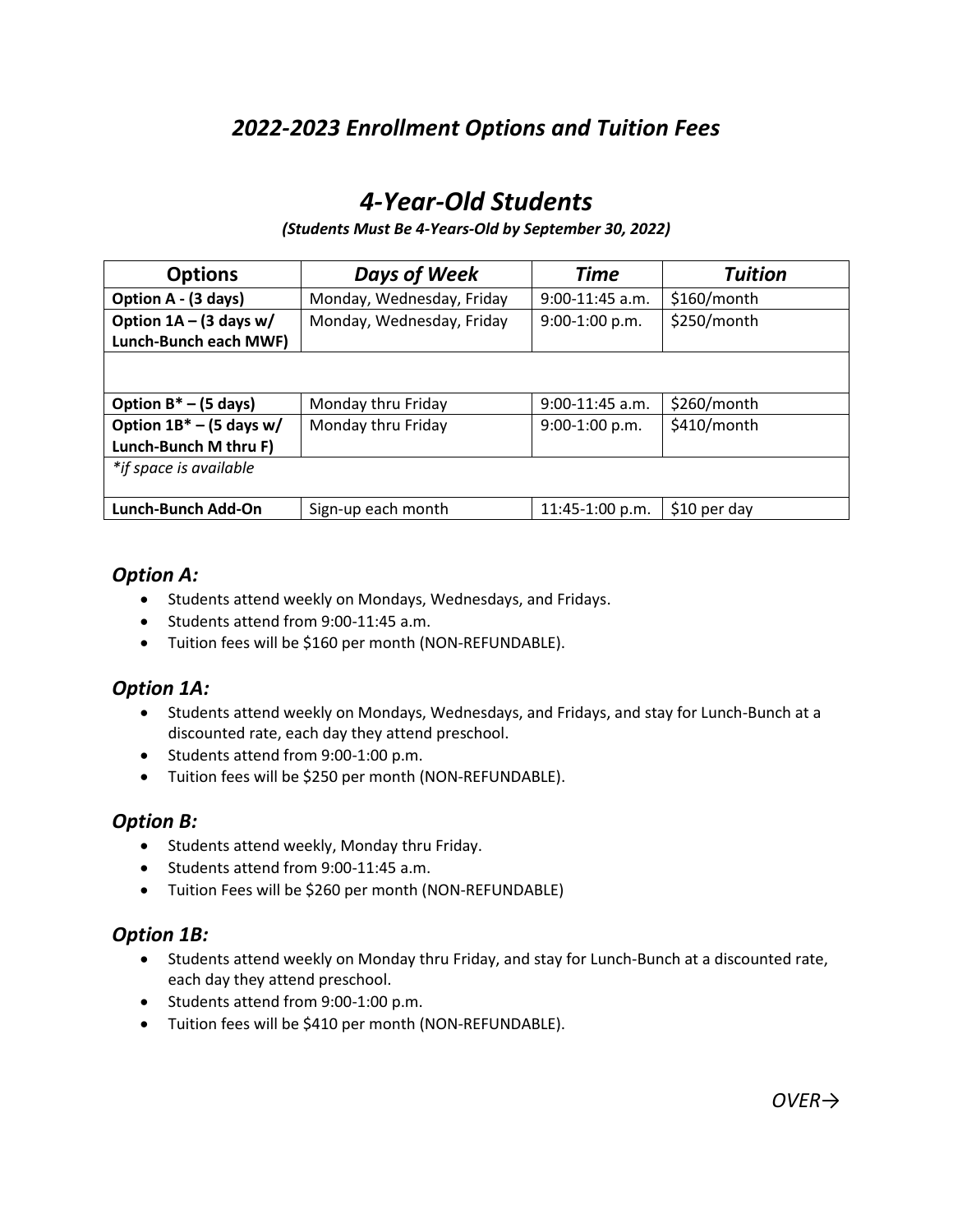## *2022-2023 Enrollment Options and Tuition Fees*

# *4-Year-Old Students*

***(Students Must Be 4-Years-Old by September 30, 2022)***

| **Options** | ***Days of Week*** | ***Time*** | ***Tuition*** |
|---|---|---|---|
| **Option A - (3 days)** | Monday, Wednesday, Friday | 9:00-11:45 a.m. | $160/month |
| **Option 1A – (3 days w/ Lunch-Bunch each MWF)** | Monday, Wednesday, Friday | 9:00-1:00 p.m. | $250/month |
| | | | |
| **Option B* – (5 days)** | Monday thru Friday | 9:00-11:45 a.m. | $260/month |
| **Option 1B* – (5 days w/ Lunch-Bunch M thru F)** | Monday thru Friday | 9:00-1:00 p.m. | $410/month |
| *\*if space is available* | | | |
| **Lunch-Bunch Add-On** | Sign-up each month | 11:45-1:00 p.m. | $10 per day |

### *Option A:*

- Students attend weekly on Mondays, Wednesdays, and Fridays.
- Students attend from 9:00-11:45 a.m.
- Tuition fees will be $160 per month (NON-REFUNDABLE).

### *Option 1A:*

- Students attend weekly on Mondays, Wednesdays, and Fridays, and stay for Lunch-Bunch at a discounted rate, each day they attend preschool.
- Students attend from 9:00-1:00 p.m.
- Tuition fees will be $250 per month (NON-REFUNDABLE).

### *Option B:*

- Students attend weekly, Monday thru Friday.
- Students attend from 9:00-11:45 a.m.
- Tuition Fees will be $260 per month (NON-REFUNDABLE)

### *Option 1B:*

- Students attend weekly on Monday thru Friday, and stay for Lunch-Bunch at a discounted rate, each day they attend preschool.
- Students attend from 9:00-1:00 p.m.
- Tuition fees will be $410 per month (NON-REFUNDABLE).

*OVER→*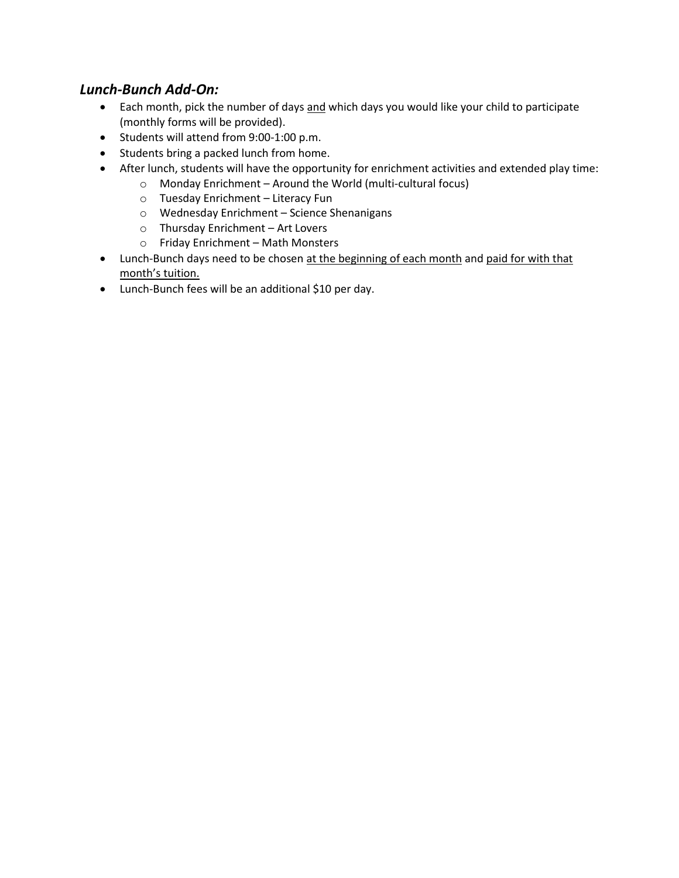### ***Lunch-Bunch Add-On:***

- Each month, pick the number of days <u>and</u> which days you would like your child to participate (monthly forms will be provided).
- Students will attend from 9:00-1:00 p.m.
- Students bring a packed lunch from home.
- After lunch, students will have the opportunity for enrichment activities and extended play time:
    - Monday Enrichment – Around the World (multi-cultural focus)
    - Tuesday Enrichment – Literacy Fun
    - Wednesday Enrichment – Science Shenanigans
    - Thursday Enrichment – Art Lovers
    - Friday Enrichment – Math Monsters
- Lunch-Bunch days need to be chosen <u>at the beginning of each month</u> and <u>paid for with that month's tuition.</u>
- Lunch-Bunch fees will be an additional $10 per day.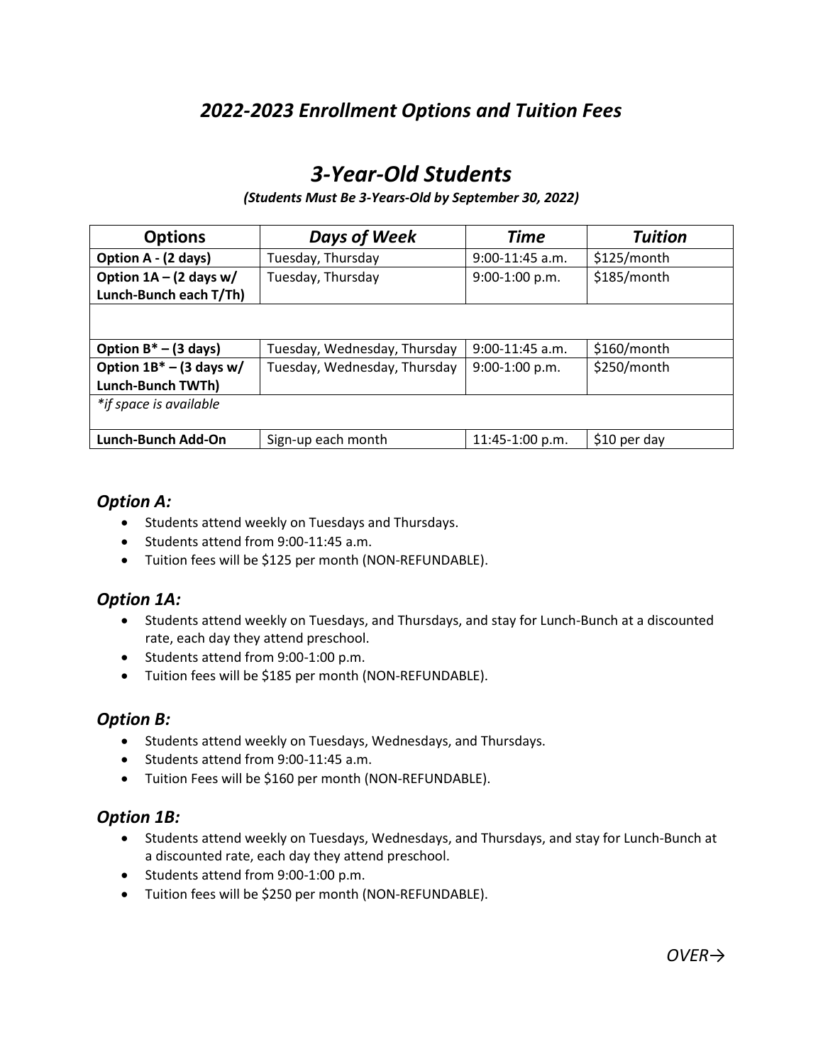## *2022-2023 Enrollment Options and Tuition Fees*

# *3-Year-Old Students*

***(Students Must Be 3-Years-Old by September 30, 2022)***

| Options | *Days of Week* | *Time* | *Tuition* |
|---|---|---|---|
| **Option A - (2 days)** | Tuesday, Thursday | 9:00-11:45 a.m. | $125/month |
| **Option 1A – (2 days w/ Lunch-Bunch each T/Th)** | Tuesday, Thursday | 9:00-1:00 p.m. | $185/month |
| | | | |
| **Option B* – (3 days)** | Tuesday, Wednesday, Thursday | 9:00-11:45 a.m. | $160/month |
| **Option 1B* – (3 days w/ Lunch-Bunch TWTh)** | Tuesday, Wednesday, Thursday | 9:00-1:00 p.m. | $250/month |
| *\*if space is available* | | | |
| **Lunch-Bunch Add-On** | Sign-up each month | 11:45-1:00 p.m. | $10 per day |

### *Option A:*

- Students attend weekly on Tuesdays and Thursdays.
- Students attend from 9:00-11:45 a.m.
- Tuition fees will be $125 per month (NON-REFUNDABLE).

### *Option 1A:*

- Students attend weekly on Tuesdays, and Thursdays, and stay for Lunch-Bunch at a discounted rate, each day they attend preschool.
- Students attend from 9:00-1:00 p.m.
- Tuition fees will be $185 per month (NON-REFUNDABLE).

### *Option B:*

- Students attend weekly on Tuesdays, Wednesdays, and Thursdays.
- Students attend from 9:00-11:45 a.m.
- Tuition Fees will be $160 per month (NON-REFUNDABLE).

### *Option 1B:*

- Students attend weekly on Tuesdays, Wednesdays, and Thursdays, and stay for Lunch-Bunch at a discounted rate, each day they attend preschool.
- Students attend from 9:00-1:00 p.m.
- Tuition fees will be $250 per month (NON-REFUNDABLE).

*OVER→*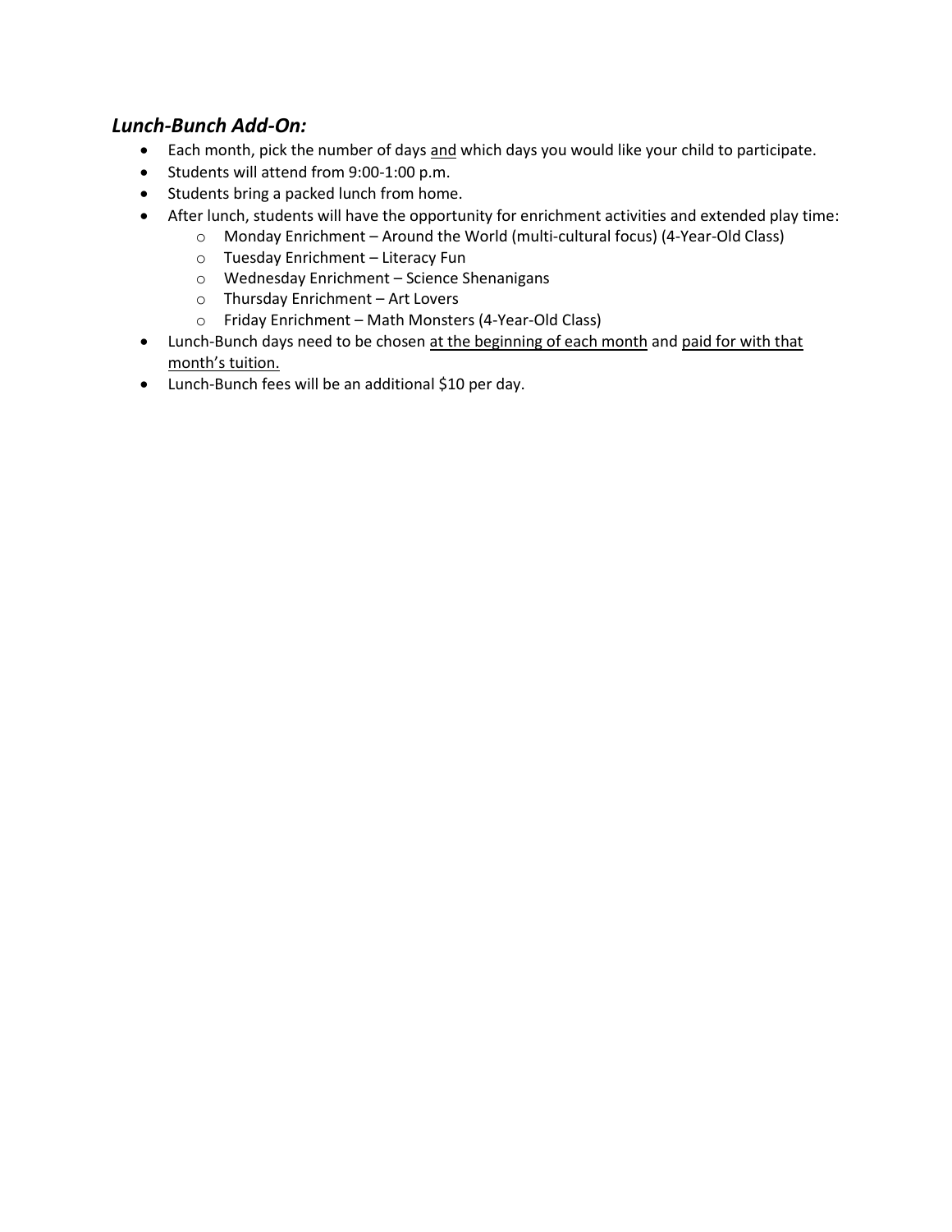### ***Lunch-Bunch Add-On:***

- Each month, pick the number of days <u>and</u> which days you would like your child to participate.
- Students will attend from 9:00-1:00 p.m.
- Students bring a packed lunch from home.
- After lunch, students will have the opportunity for enrichment activities and extended play time:
  - Monday Enrichment – Around the World (multi-cultural focus) (4-Year-Old Class)
  - Tuesday Enrichment – Literacy Fun
  - Wednesday Enrichment – Science Shenanigans
  - Thursday Enrichment – Art Lovers
  - Friday Enrichment – Math Monsters (4-Year-Old Class)
- Lunch-Bunch days need to be chosen <u>at the beginning of each month</u> and <u>paid for with that month's tuition.</u>
- Lunch-Bunch fees will be an additional $10 per day.